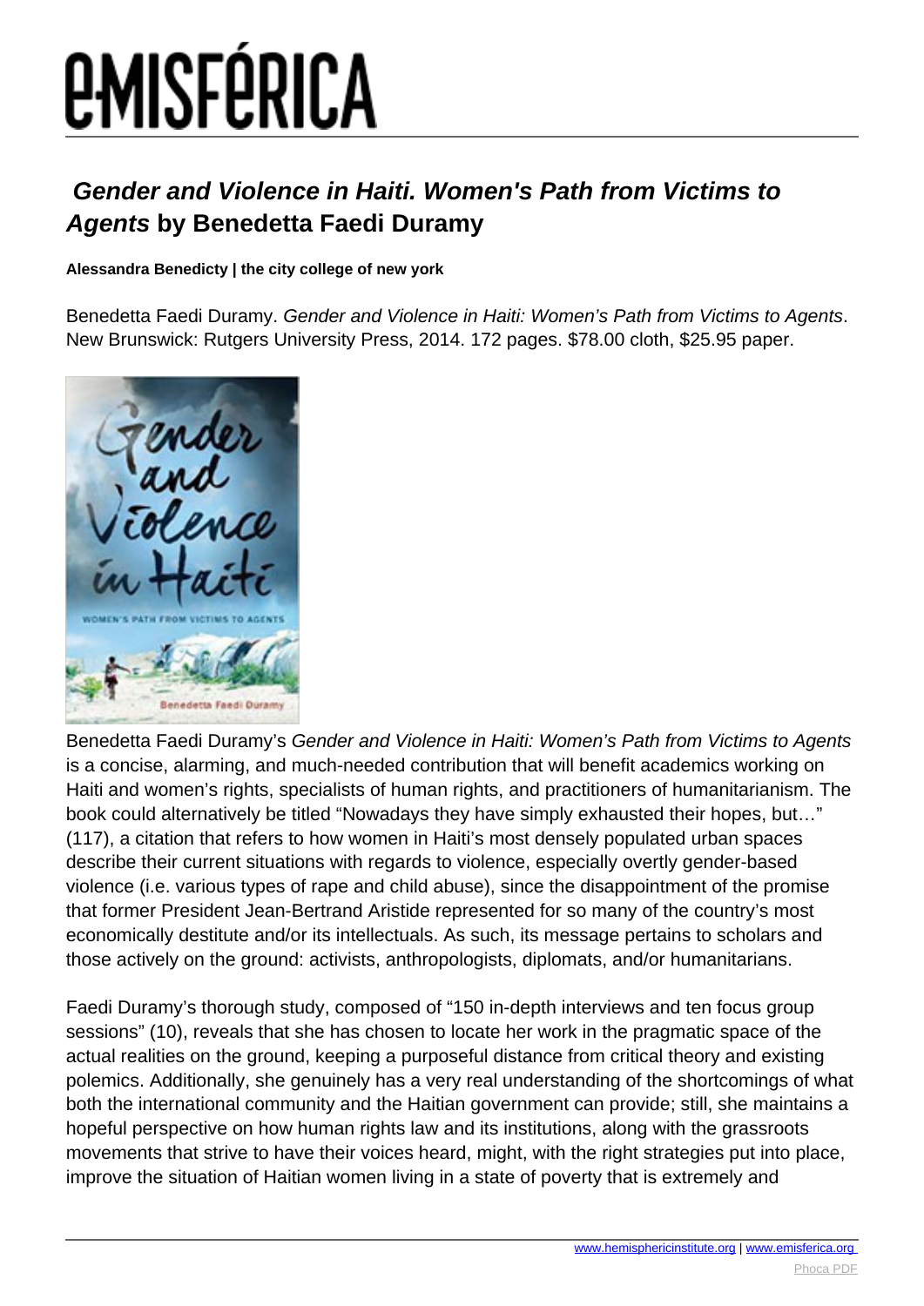# *Gender and Violence in Haiti. Women's Path from Victims to Agents* by Benedetta Faedi Duramy

**Alessandra Benedicty | the city college of new york**

Benedetta Faedi Duramy. *Gender and Violence in Haiti: Women's Path from Victims to Agents*. New Brunswick: Rutgers University Press, 2014. 172 pages. $78.00 cloth, $25.95 paper.

Benedetta Faedi Duramy's *Gender and Violence in Haiti: Women's Path from Victims to Agents* is a concise, alarming, and much-needed contribution that will benefit academics working on Haiti and women's rights, specialists of human rights, and practitioners of humanitarianism. The book could alternatively be titled "Nowadays they have simply exhausted their hopes, but…" (117), a citation that refers to how women in Haiti's most densely populated urban spaces describe their current situations with regards to violence, especially overtly gender-based violence (i.e. various types of rape and child abuse), since the disappointment of the promise that former President Jean-Bertrand Aristide represented for so many of the country's most economically destitute and/or its intellectuals. As such, its message pertains to scholars and those actively on the ground: activists, anthropologists, diplomats, and/or humanitarians.

Faedi Duramy's thorough study, composed of "150 in-depth interviews and ten focus group sessions" (10), reveals that she has chosen to locate her work in the pragmatic space of the actual realities on the ground, keeping a purposeful distance from critical theory and existing polemics. Additionally, she genuinely has a very real understanding of the shortcomings of what both the international community and the Haitian government can provide; still, she maintains a hopeful perspective on how human rights law and its institutions, along with the grassroots movements that strive to have their voices heard, might, with the right strategies put into place, improve the situation of Haitian women living in a state of poverty that is extremely and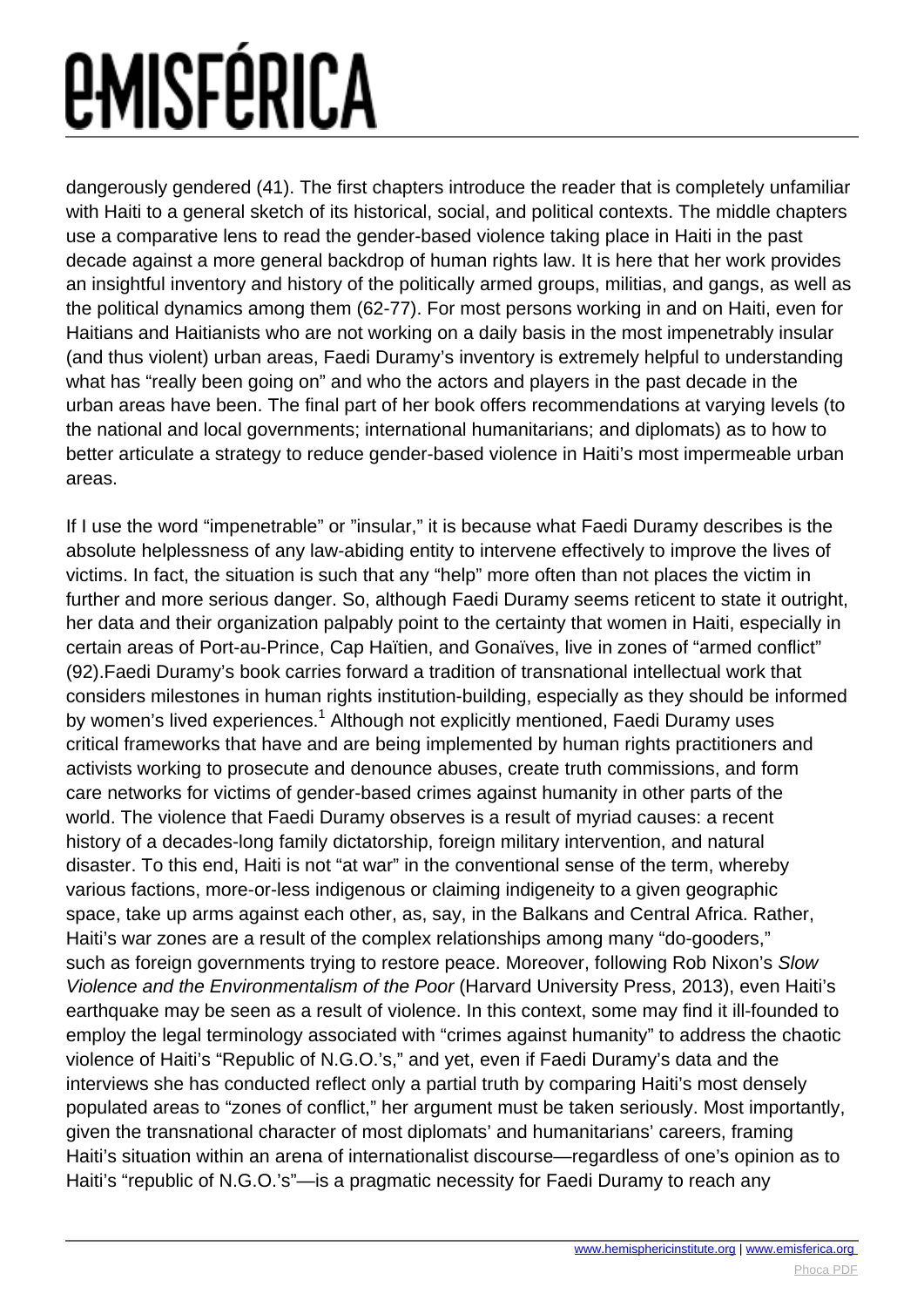dangerously gendered (41). The first chapters introduce the reader that is completely unfamiliar with Haiti to a general sketch of its historical, social, and political contexts. The middle chapters use a comparative lens to read the gender-based violence taking place in Haiti in the past decade against a more general backdrop of human rights law. It is here that her work provides an insightful inventory and history of the politically armed groups, militias, and gangs, as well as the political dynamics among them (62-77). For most persons working in and on Haiti, even for Haitians and Haitianists who are not working on a daily basis in the most impenetrably insular (and thus violent) urban areas, Faedi Duramy's inventory is extremely helpful to understanding what has "really been going on" and who the actors and players in the past decade in the urban areas have been. The final part of her book offers recommendations at varying levels (to the national and local governments; international humanitarians; and diplomats) as to how to better articulate a strategy to reduce gender-based violence in Haiti's most impermeable urban areas.

If I use the word "impenetrable" or "insular," it is because what Faedi Duramy describes is the absolute helplessness of any law-abiding entity to intervene effectively to improve the lives of victims. In fact, the situation is such that any "help" more often than not places the victim in further and more serious danger. So, although Faedi Duramy seems reticent to state it outright, her data and their organization palpably point to the certainty that women in Haiti, especially in certain areas of Port-au-Prince, Cap Haïtien, and Gonaïves, live in zones of "armed conflict" (92).Faedi Duramy's book carries forward a tradition of transnational intellectual work that considers milestones in human rights institution-building, especially as they should be informed by women's lived experiences.[1] Although not explicitly mentioned, Faedi Duramy uses critical frameworks that have and are being implemented by human rights practitioners and activists working to prosecute and denounce abuses, create truth commissions, and form care networks for victims of gender-based crimes against humanity in other parts of the world. The violence that Faedi Duramy observes is a result of myriad causes: a recent history of a decades-long family dictatorship, foreign military intervention, and natural disaster. To this end, Haiti is not "at war" in the conventional sense of the term, whereby various factions, more-or-less indigenous or claiming indigeneity to a given geographic space, take up arms against each other, as, say, in the Balkans and Central Africa. Rather, Haiti's war zones are a result of the complex relationships among many "do-gooders," such as foreign governments trying to restore peace. Moreover, following Rob Nixon's *Slow Violence and the Environmentalism of the Poor* (Harvard University Press, 2013), even Haiti's earthquake may be seen as a result of violence. In this context, some may find it ill-founded to employ the legal terminology associated with "crimes against humanity" to address the chaotic violence of Haiti's "Republic of N.G.O.'s," and yet, even if Faedi Duramy's data and the interviews she has conducted reflect only a partial truth by comparing Haiti's most densely populated areas to "zones of conflict," her argument must be taken seriously. Most importantly, given the transnational character of most diplomats' and humanitarians' careers, framing Haiti's situation within an arena of internationalist discourse—regardless of one's opinion as to Haiti's "republic of N.G.O.'s"—is a pragmatic necessity for Faedi Duramy to reach any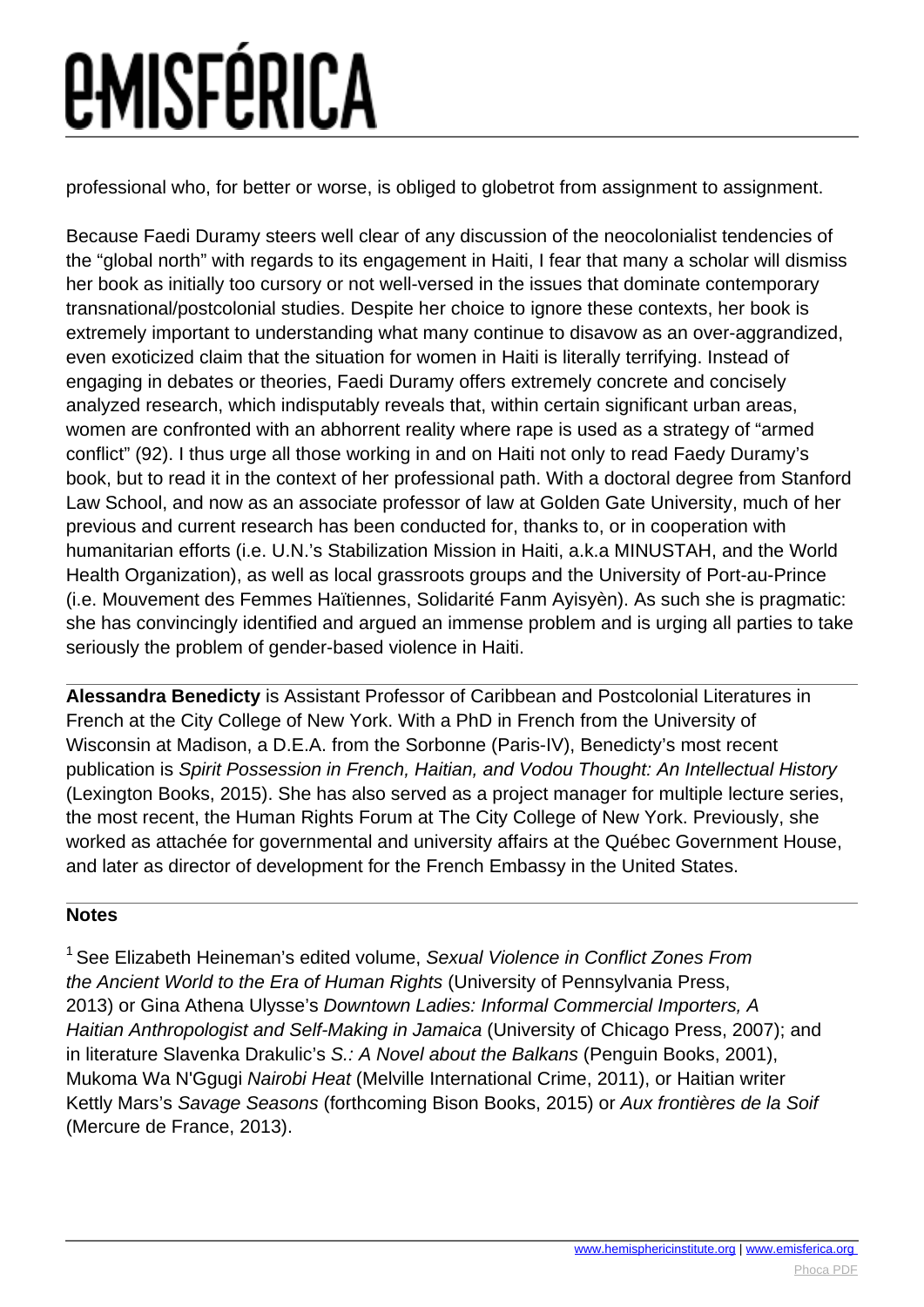professional who, for better or worse, is obliged to globetrot from assignment to assignment.

Because Faedi Duramy steers well clear of any discussion of the neocolonialist tendencies of the "global north" with regards to its engagement in Haiti, I fear that many a scholar will dismiss her book as initially too cursory or not well-versed in the issues that dominate contemporary transnational/postcolonial studies. Despite her choice to ignore these contexts, her book is extremely important to understanding what many continue to disavow as an over-aggrandized, even exoticized claim that the situation for women in Haiti is literally terrifying. Instead of engaging in debates or theories, Faedi Duramy offers extremely concrete and concisely analyzed research, which indisputably reveals that, within certain significant urban areas, women are confronted with an abhorrent reality where rape is used as a strategy of "armed conflict" (92). I thus urge all those working in and on Haiti not only to read Faedy Duramy's book, but to read it in the context of her professional path. With a doctoral degree from Stanford Law School, and now as an associate professor of law at Golden Gate University, much of her previous and current research has been conducted for, thanks to, or in cooperation with humanitarian efforts (i.e. U.N.'s Stabilization Mission in Haiti, a.k.a MINUSTAH, and the World Health Organization), as well as local grassroots groups and the University of Port-au-Prince (i.e. Mouvement des Femmes Haïtiennes, Solidarité Fanm Ayisyèn). As such she is pragmatic: she has convincingly identified and argued an immense problem and is urging all parties to take seriously the problem of gender-based violence in Haiti.

---

**Alessandra Benedicty** is Assistant Professor of Caribbean and Postcolonial Literatures in French at the City College of New York. With a PhD in French from the University of Wisconsin at Madison, a D.E.A. from the Sorbonne (Paris-IV), Benedicty's most recent publication is *Spirit Possession in French, Haitian, and Vodou Thought: An Intellectual History* (Lexington Books, 2015). She has also served as a project manager for multiple lecture series, the most recent, the Human Rights Forum at The City College of New York. Previously, she worked as attachée for governmental and university affairs at the Québec Government House, and later as director of development for the French Embassy in the United States.

---

**Notes**

[1] See Elizabeth Heineman's edited volume, *Sexual Violence in Conflict Zones From the Ancient World to the Era of Human Rights* (University of Pennsylvania Press, 2013) or Gina Athena Ulysse's *Downtown Ladies: Informal Commercial Importers, A Haitian Anthropologist and Self-Making in Jamaica* (University of Chicago Press, 2007); and in literature Slavenka Drakulic's *S.: A Novel about the Balkans* (Penguin Books, 2001), Mukoma Wa N'Ggugi *Nairobi Heat* (Melville International Crime, 2011), or Haitian writer Kettly Mars's *Savage Seasons* (forthcoming Bison Books, 2015) or *Aux frontières de la Soif* (Mercure de France, 2013).